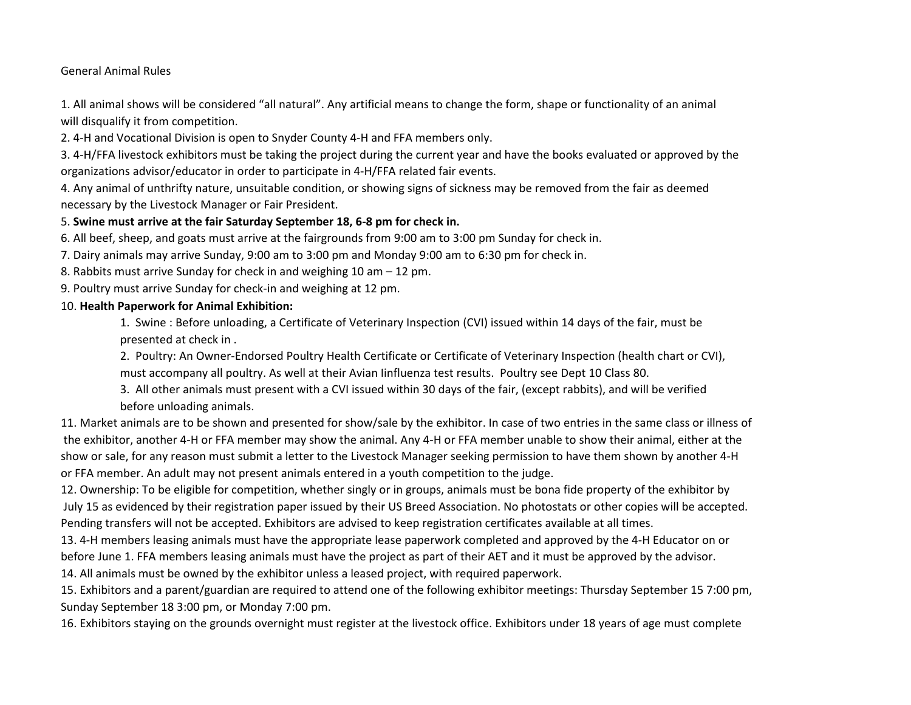General Animal Rules

1. All animal shows will be considered "all natural". Any artificial means to change the form, shape or functionality of an animal will disqualify it from competition.
2. 4-H and Vocational Division is open to Snyder County 4-H and FFA members only.
3. 4-H/FFA livestock exhibitors must be taking the project during the current year and have the books evaluated or approved by the organizations advisor/educator in order to participate in 4-H/FFA related fair events.
4. Any animal of unthrifty nature, unsuitable condition, or showing signs of sickness may be removed from the fair as deemed necessary by the Livestock Manager or Fair President.
5. **Swine must arrive at the fair Saturday September 18, 6-8 pm for check in.**
6. All beef, sheep, and goats must arrive at the fairgrounds from 9:00 am to 3:00 pm Sunday for check in.
7. Dairy animals may arrive Sunday, 9:00 am to 3:00 pm and Monday 9:00 am to 6:30 pm for check in.
8. Rabbits must arrive Sunday for check in and weighing 10 am – 12 pm.
9. Poultry must arrive Sunday for check-in and weighing at 12 pm.
10. **Health Paperwork for Animal Exhibition:**
    1. Swine : Before unloading, a Certificate of Veterinary Inspection (CVI) issued within 14 days of the fair, must be presented at check in .
    2. Poultry: An Owner-Endorsed Poultry Health Certificate or Certificate of Veterinary Inspection (health chart or CVI), must accompany all poultry. As well at their Avian Iinfluenza test results. Poultry see Dept 10 Class 80.
    3. All other animals must present with a CVI issued within 30 days of the fair, (except rabbits), and will be verified before unloading animals.
11. Market animals are to be shown and presented for show/sale by the exhibitor. In case of two entries in the same class or illness of the exhibitor, another 4-H or FFA member may show the animal. Any 4-H or FFA member unable to show their animal, either at the show or sale, for any reason must submit a letter to the Livestock Manager seeking permission to have them shown by another 4-H or FFA member. An adult may not present animals entered in a youth competition to the judge.
12. Ownership: To be eligible for competition, whether singly or in groups, animals must be bona fide property of the exhibitor by July 15 as evidenced by their registration paper issued by their US Breed Association. No photostats or other copies will be accepted. Pending transfers will not be accepted. Exhibitors are advised to keep registration certificates available at all times.
13. 4-H members leasing animals must have the appropriate lease paperwork completed and approved by the 4-H Educator on or before June 1. FFA members leasing animals must have the project as part of their AET and it must be approved by the advisor.
14. All animals must be owned by the exhibitor unless a leased project, with required paperwork.
15. Exhibitors and a parent/guardian are required to attend one of the following exhibitor meetings: Thursday September 15 7:00 pm, Sunday September 18 3:00 pm, or Monday 7:00 pm.
16. Exhibitors staying on the grounds overnight must register at the livestock office. Exhibitors under 18 years of age must complete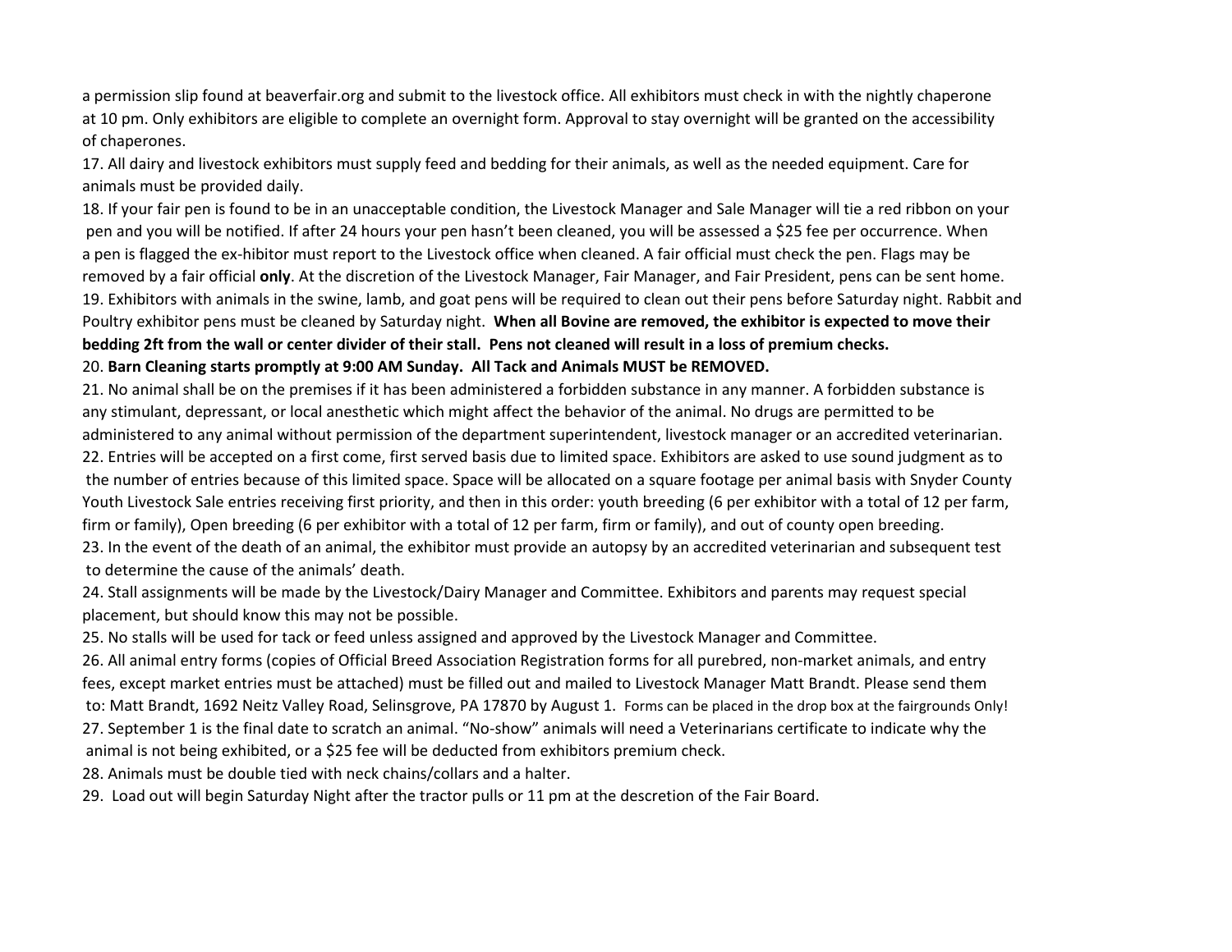a permission slip found at beaverfair.org and submit to the livestock office. All exhibitors must check in with the nightly chaperone at 10 pm. Only exhibitors are eligible to complete an overnight form. Approval to stay overnight will be granted on the accessibility of chaperones.

17. All dairy and livestock exhibitors must supply feed and bedding for their animals, as well as the needed equipment. Care for animals must be provided daily.

18. If your fair pen is found to be in an unacceptable condition, the Livestock Manager and Sale Manager will tie a red ribbon on your pen and you will be notified. If after 24 hours your pen hasn't been cleaned, you will be assessed a $25 fee per occurrence. When a pen is flagged the ex-hibitor must report to the Livestock office when cleaned. A fair official must check the pen. Flags may be removed by a fair official **only**. At the discretion of the Livestock Manager, Fair Manager, and Fair President, pens can be sent home.

19. Exhibitors with animals in the swine, lamb, and goat pens will be required to clean out their pens before Saturday night. Rabbit and Poultry exhibitor pens must be cleaned by Saturday night. **When all Bovine are removed, the exhibitor is expected to move their bedding 2ft from the wall or center divider of their stall. Pens not cleaned will result in a loss of premium checks.**

20. **Barn Cleaning starts promptly at 9:00 AM Sunday. All Tack and Animals MUST be REMOVED.**

21. No animal shall be on the premises if it has been administered a forbidden substance in any manner. A forbidden substance is any stimulant, depressant, or local anesthetic which might affect the behavior of the animal. No drugs are permitted to be administered to any animal without permission of the department superintendent, livestock manager or an accredited veterinarian.

22. Entries will be accepted on a first come, first served basis due to limited space. Exhibitors are asked to use sound judgment as to the number of entries because of this limited space. Space will be allocated on a square footage per animal basis with Snyder County Youth Livestock Sale entries receiving first priority, and then in this order: youth breeding (6 per exhibitor with a total of 12 per farm, firm or family), Open breeding (6 per exhibitor with a total of 12 per farm, firm or family), and out of county open breeding.

23. In the event of the death of an animal, the exhibitor must provide an autopsy by an accredited veterinarian and subsequent test to determine the cause of the animals' death.

24. Stall assignments will be made by the Livestock/Dairy Manager and Committee. Exhibitors and parents may request special placement, but should know this may not be possible.

25. No stalls will be used for tack or feed unless assigned and approved by the Livestock Manager and Committee.

26. All animal entry forms (copies of Official Breed Association Registration forms for all purebred, non-market animals, and entry fees, except market entries must be attached) must be filled out and mailed to Livestock Manager Matt Brandt. Please send them to: Matt Brandt, 1692 Neitz Valley Road, Selinsgrove, PA 17870 by August 1. Forms can be placed in the drop box at the fairgrounds Only!

27. September 1 is the final date to scratch an animal. "No-show" animals will need a Veterinarians certificate to indicate why the animal is not being exhibited, or a $25 fee will be deducted from exhibitors premium check.

28. Animals must be double tied with neck chains/collars and a halter.

29. Load out will begin Saturday Night after the tractor pulls or 11 pm at the descretion of the Fair Board.